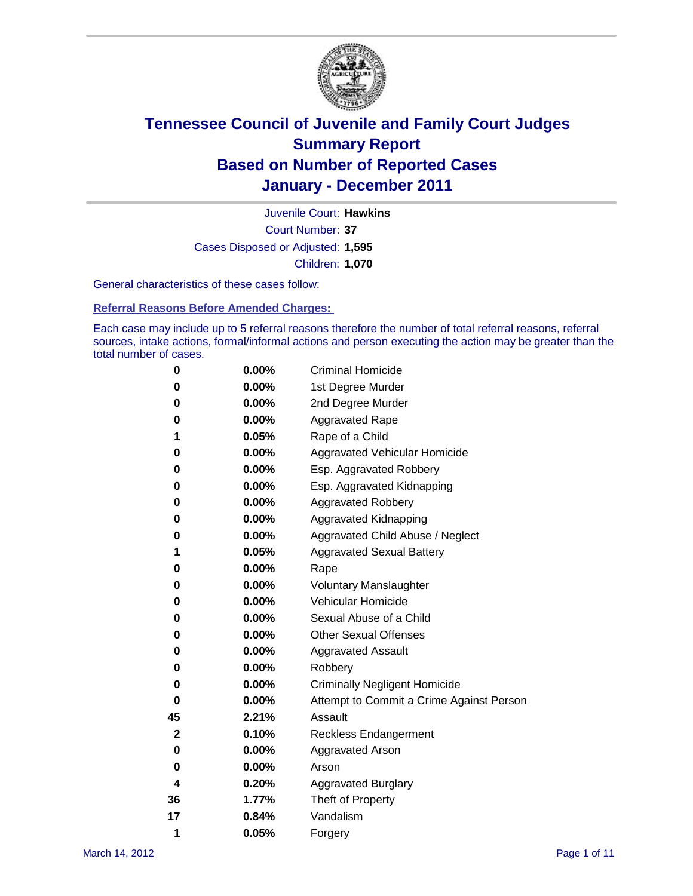# Tennessee Council of Juvenile and Family Court Judges
## Summary Report
## Based on Number of Reported Cases
## January - December 2011

Juvenile Court: **Hawkins**
Court Number: **37**
Cases Disposed or Adjusted: **1,595**
Children: **1,070**

General characteristics of these cases follow:

### Referral Reasons Before Amended Charges:

Each case may include up to 5 referral reasons therefore the number of total referral reasons, referral sources, intake actions, formal/informal actions and person executing the action may be greater than the total number of cases.

| Count | Percent | Referral Reason |
|---|---|---|
| 0 | 0.00% | Criminal Homicide |
| 0 | 0.00% | 1st Degree Murder |
| 0 | 0.00% | 2nd Degree Murder |
| 0 | 0.00% | Aggravated Rape |
| 1 | 0.05% | Rape of a Child |
| 0 | 0.00% | Aggravated Vehicular Homicide |
| 0 | 0.00% | Esp. Aggravated Robbery |
| 0 | 0.00% | Esp. Aggravated Kidnapping |
| 0 | 0.00% | Aggravated Robbery |
| 0 | 0.00% | Aggravated Kidnapping |
| 0 | 0.00% | Aggravated Child Abuse / Neglect |
| 1 | 0.05% | Aggravated Sexual Battery |
| 0 | 0.00% | Rape |
| 0 | 0.00% | Voluntary Manslaughter |
| 0 | 0.00% | Vehicular Homicide |
| 0 | 0.00% | Sexual Abuse of a Child |
| 0 | 0.00% | Other Sexual Offenses |
| 0 | 0.00% | Aggravated Assault |
| 0 | 0.00% | Robbery |
| 0 | 0.00% | Criminally Negligent Homicide |
| 0 | 0.00% | Attempt to Commit a Crime Against Person |
| 45 | 2.21% | Assault |
| 2 | 0.10% | Reckless Endangerment |
| 0 | 0.00% | Aggravated Arson |
| 0 | 0.00% | Arson |
| 4 | 0.20% | Aggravated Burglary |
| 36 | 1.77% | Theft of Property |
| 17 | 0.84% | Vandalism |
| 1 | 0.05% | Forgery |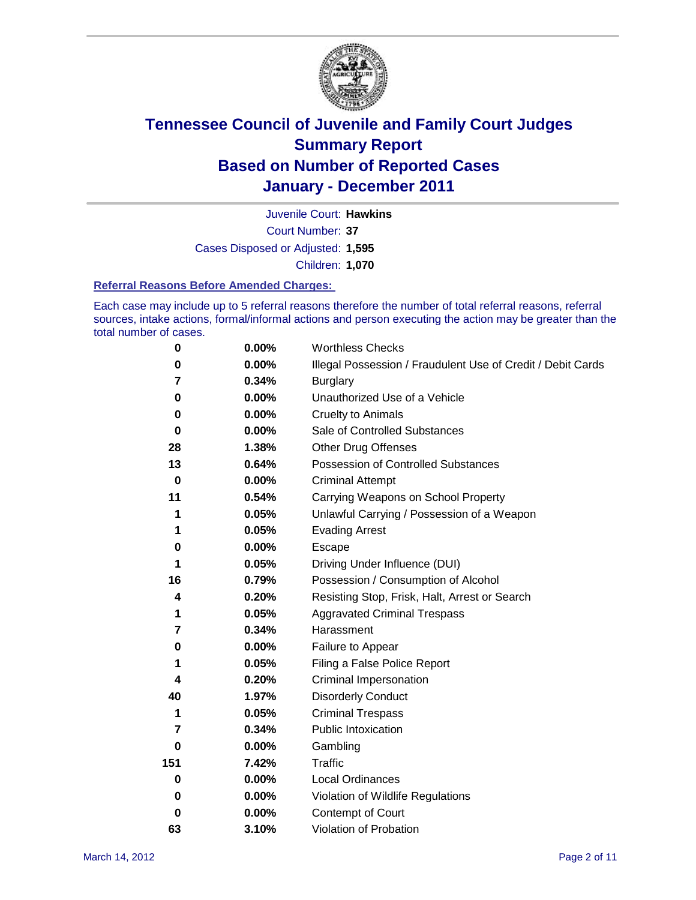# Tennessee Council of Juvenile and Family Court Judges
# Summary Report
# Based on Number of Reported Cases
# January - December 2011

Juvenile Court: **Hawkins**
Court Number: **37**
Cases Disposed or Adjusted: **1,595**
Children: **1,070**

### Referral Reasons Before Amended Charges:

Each case may include up to 5 referral reasons therefore the number of total referral reasons, referral sources, intake actions, formal/informal actions and person executing the action may be greater than the total number of cases.

| | | |
|---|---|---|
| 0 | 0.00% | Worthless Checks |
| 0 | 0.00% | Illegal Possession / Fraudulent Use of Credit / Debit Cards |
| 7 | 0.34% | Burglary |
| 0 | 0.00% | Unauthorized Use of a Vehicle |
| 0 | 0.00% | Cruelty to Animals |
| 0 | 0.00% | Sale of Controlled Substances |
| 28 | 1.38% | Other Drug Offenses |
| 13 | 0.64% | Possession of Controlled Substances |
| 0 | 0.00% | Criminal Attempt |
| 11 | 0.54% | Carrying Weapons on School Property |
| 1 | 0.05% | Unlawful Carrying / Possession of a Weapon |
| 1 | 0.05% | Evading Arrest |
| 0 | 0.00% | Escape |
| 1 | 0.05% | Driving Under Influence (DUI) |
| 16 | 0.79% | Possession / Consumption of Alcohol |
| 4 | 0.20% | Resisting Stop, Frisk, Halt, Arrest or Search |
| 1 | 0.05% | Aggravated Criminal Trespass |
| 7 | 0.34% | Harassment |
| 0 | 0.00% | Failure to Appear |
| 1 | 0.05% | Filing a False Police Report |
| 4 | 0.20% | Criminal Impersonation |
| 40 | 1.97% | Disorderly Conduct |
| 1 | 0.05% | Criminal Trespass |
| 7 | 0.34% | Public Intoxication |
| 0 | 0.00% | Gambling |
| 151 | 7.42% | Traffic |
| 0 | 0.00% | Local Ordinances |
| 0 | 0.00% | Violation of Wildlife Regulations |
| 0 | 0.00% | Contempt of Court |
| 63 | 3.10% | Violation of Probation |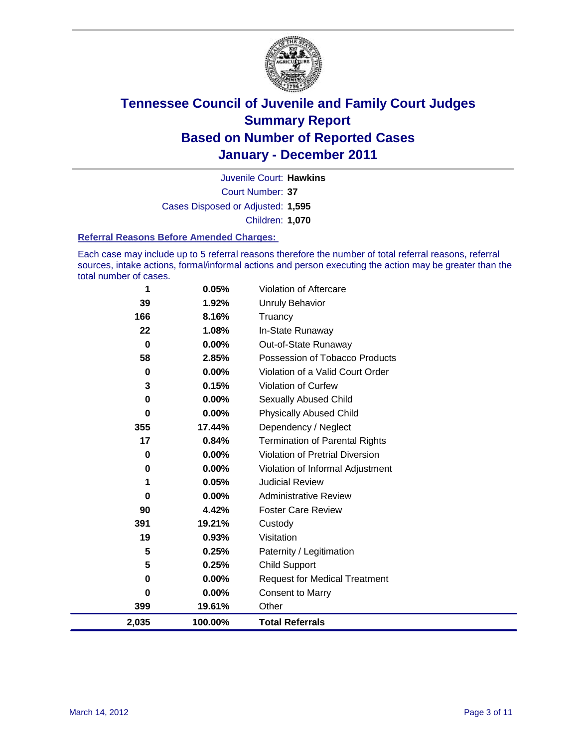# Tennessee Council of Juvenile and Family Court Judges
## Summary Report
## Based on Number of Reported Cases
## January - December 2011

Juvenile Court: **Hawkins**
Court Number: **37**
Cases Disposed or Adjusted: **1,595**
Children: **1,070**

### Referral Reasons Before Amended Charges:

Each case may include up to 5 referral reasons therefore the number of total referral reasons, referral sources, intake actions, formal/informal actions and person executing the action may be greater than the total number of cases.

| Count | Percent | Referral Reason |
|---|---|---|
| 1 | 0.05% | Violation of Aftercare |
| 39 | 1.92% | Unruly Behavior |
| 166 | 8.16% | Truancy |
| 22 | 1.08% | In-State Runaway |
| 0 | 0.00% | Out-of-State Runaway |
| 58 | 2.85% | Possession of Tobacco Products |
| 0 | 0.00% | Violation of a Valid Court Order |
| 3 | 0.15% | Violation of Curfew |
| 0 | 0.00% | Sexually Abused Child |
| 0 | 0.00% | Physically Abused Child |
| 355 | 17.44% | Dependency / Neglect |
| 17 | 0.84% | Termination of Parental Rights |
| 0 | 0.00% | Violation of Pretrial Diversion |
| 0 | 0.00% | Violation of Informal Adjustment |
| 1 | 0.05% | Judicial Review |
| 0 | 0.00% | Administrative Review |
| 90 | 4.42% | Foster Care Review |
| 391 | 19.21% | Custody |
| 19 | 0.93% | Visitation |
| 5 | 0.25% | Paternity / Legitimation |
| 5 | 0.25% | Child Support |
| 0 | 0.00% | Request for Medical Treatment |
| 0 | 0.00% | Consent to Marry |
| 399 | 19.61% | Other |
| **2,035** | **100.00%** | **Total Referrals** |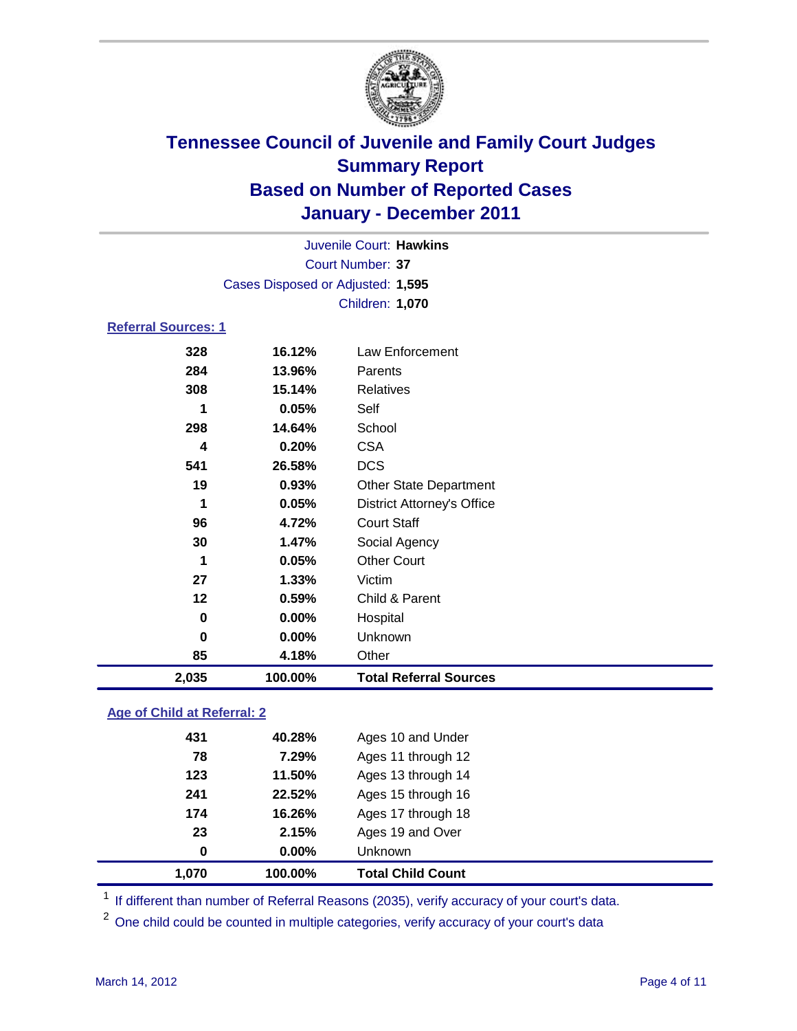# Tennessee Council of Juvenile and Family Court Judges
## Summary Report
## Based on Number of Reported Cases
## January - December 2011

Juvenile Court: **Hawkins**
Court Number: **37**
Cases Disposed or Adjusted: **1,595**
Children: **1,070**

### Referral Sources: 1

| | | |
|---|---|---|
| 328 | 16.12% | Law Enforcement |
| 284 | 13.96% | Parents |
| 308 | 15.14% | Relatives |
| 1 | 0.05% | Self |
| 298 | 14.64% | School |
| 4 | 0.20% | CSA |
| 541 | 26.58% | DCS |
| 19 | 0.93% | Other State Department |
| 1 | 0.05% | District Attorney's Office |
| 96 | 4.72% | Court Staff |
| 30 | 1.47% | Social Agency |
| 1 | 0.05% | Other Court |
| 27 | 1.33% | Victim |
| 12 | 0.59% | Child & Parent |
| 0 | 0.00% | Hospital |
| 0 | 0.00% | Unknown |
| 85 | 4.18% | Other |
| **2,035** | **100.00%** | **Total Referral Sources** |

### Age of Child at Referral: 2

| | | |
|---|---|---|
| 431 | 40.28% | Ages 10 and Under |
| 78 | 7.29% | Ages 11 through 12 |
| 123 | 11.50% | Ages 13 through 14 |
| 241 | 22.52% | Ages 15 through 16 |
| 174 | 16.26% | Ages 17 through 18 |
| 23 | 2.15% | Ages 19 and Over |
| 0 | 0.00% | Unknown |
| **1,070** | **100.00%** | **Total Child Count** |

[1] If different than number of Referral Reasons (2035), verify accuracy of your court's data.

[2] One child could be counted in multiple categories, verify accuracy of your court's data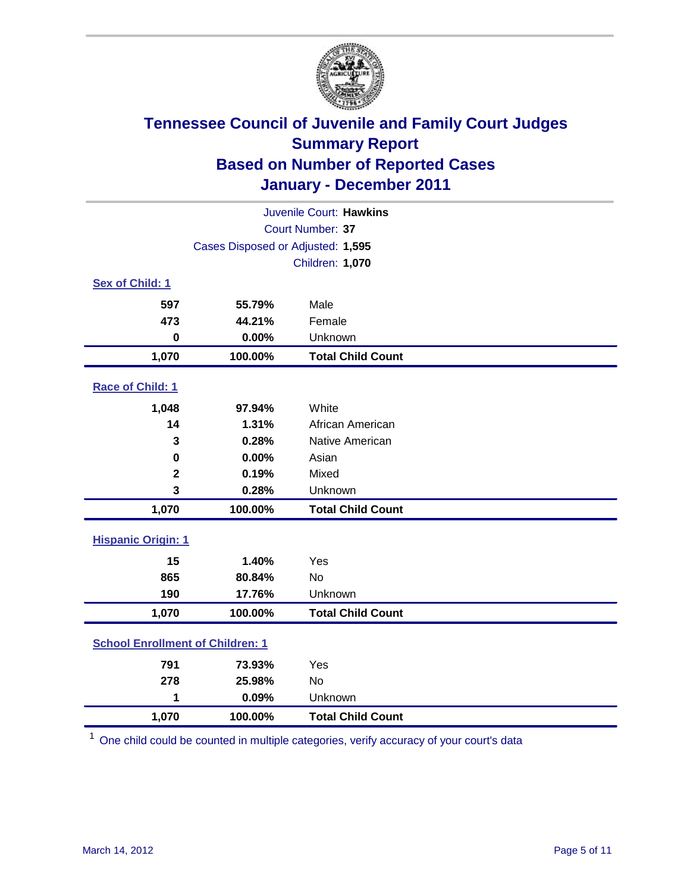# Tennessee Council of Juvenile and Family Court Judges
## Summary Report
## Based on Number of Reported Cases
## January - December 2011

Juvenile Court: **Hawkins**
Court Number: **37**
Cases Disposed or Adjusted: **1,595**
Children: **1,070**

### Sex of Child: 1

| | | |
|---|---|---|
| 597 | 55.79% | Male |
| 473 | 44.21% | Female |
| 0 | 0.00% | Unknown |
| **1,070** | **100.00%** | **Total Child Count** |

### Race of Child: 1

| | | |
|---|---|---|
| 1,048 | 97.94% | White |
| 14 | 1.31% | African American |
| 3 | 0.28% | Native American |
| 0 | 0.00% | Asian |
| 2 | 0.19% | Mixed |
| 3 | 0.28% | Unknown |
| **1,070** | **100.00%** | **Total Child Count** |

### Hispanic Origin: 1

| | | |
|---|---|---|
| 15 | 1.40% | Yes |
| 865 | 80.84% | No |
| 190 | 17.76% | Unknown |
| **1,070** | **100.00%** | **Total Child Count** |

### School Enrollment of Children: 1

| | | |
|---|---|---|
| 791 | 73.93% | Yes |
| 278 | 25.98% | No |
| 1 | 0.09% | Unknown |
| **1,070** | **100.00%** | **Total Child Count** |

[1] One child could be counted in multiple categories, verify accuracy of your court's data

March 14, 2012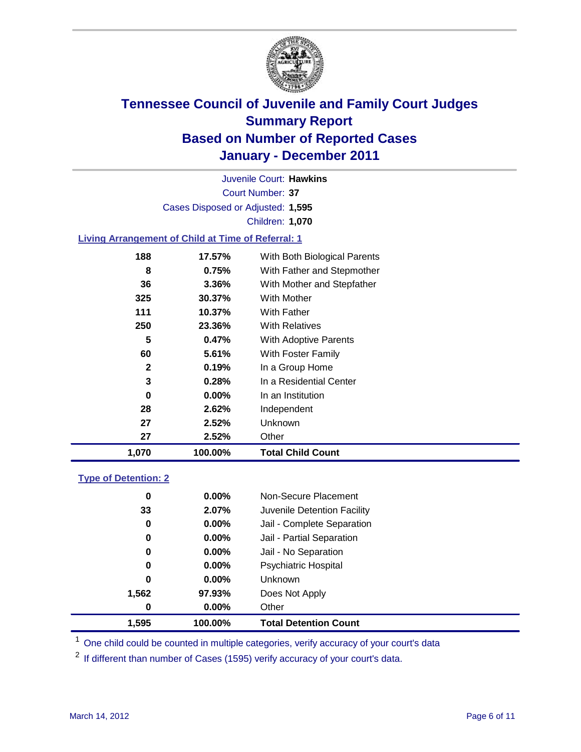# Tennessee Council of Juvenile and Family Court Judges
## Summary Report
## Based on Number of Reported Cases
## January - December 2011

Juvenile Court: **Hawkins**
Court Number: **37**
Cases Disposed or Adjusted: **1,595**
Children: **1,070**

### Living Arrangement of Child at Time of Referral: 1

| Count | Percent | Category |
|---|---|---|
| 188 | 17.57% | With Both Biological Parents |
| 8 | 0.75% | With Father and Stepmother |
| 36 | 3.36% | With Mother and Stepfather |
| 325 | 30.37% | With Mother |
| 111 | 10.37% | With Father |
| 250 | 23.36% | With Relatives |
| 5 | 0.47% | With Adoptive Parents |
| 60 | 5.61% | With Foster Family |
| 2 | 0.19% | In a Group Home |
| 3 | 0.28% | In a Residential Center |
| 0 | 0.00% | In an Institution |
| 28 | 2.62% | Independent |
| 27 | 2.52% | Unknown |
| 27 | 2.52% | Other |
| **1,070** | **100.00%** | **Total Child Count** |

### Type of Detention: 2

| Count | Percent | Category |
|---|---|---|
| 0 | 0.00% | Non-Secure Placement |
| 33 | 2.07% | Juvenile Detention Facility |
| 0 | 0.00% | Jail - Complete Separation |
| 0 | 0.00% | Jail - Partial Separation |
| 0 | 0.00% | Jail - No Separation |
| 0 | 0.00% | Psychiatric Hospital |
| 0 | 0.00% | Unknown |
| 1,562 | 97.93% | Does Not Apply |
| 0 | 0.00% | Other |
| **1,595** | **100.00%** | **Total Detention Count** |

[1] One child could be counted in multiple categories, verify accuracy of your court's data

[2] If different than number of Cases (1595) verify accuracy of your court's data.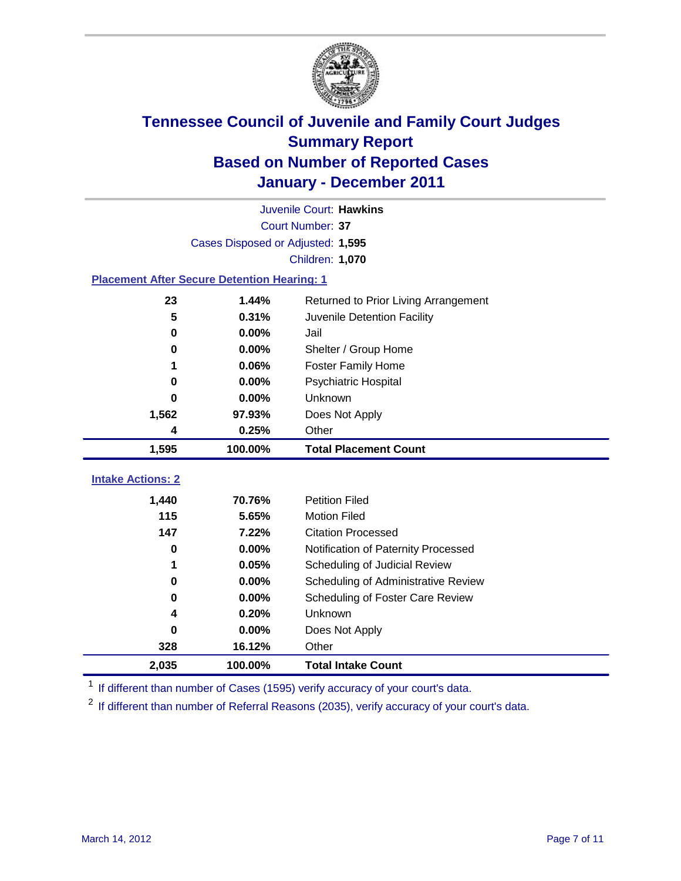# Tennessee Council of Juvenile and Family Court Judges
## Summary Report
## Based on Number of Reported Cases
## January - December 2011

Juvenile Court: **Hawkins**

Court Number: **37**

Cases Disposed or Adjusted: **1,595**

Children: **1,070**

### Placement After Secure Detention Hearing: 1

| Count | Percent | Placement |
|---|---|---|
| 23 | 1.44% | Returned to Prior Living Arrangement |
| 5 | 0.31% | Juvenile Detention Facility |
| 0 | 0.00% | Jail |
| 0 | 0.00% | Shelter / Group Home |
| 1 | 0.06% | Foster Family Home |
| 0 | 0.00% | Psychiatric Hospital |
| 0 | 0.00% | Unknown |
| 1,562 | 97.93% | Does Not Apply |
| 4 | 0.25% | Other |
| **1,595** | **100.00%** | **Total Placement Count** |

### Intake Actions: 2

| Count | Percent | Intake Action |
|---|---|---|
| 1,440 | 70.76% | Petition Filed |
| 115 | 5.65% | Motion Filed |
| 147 | 7.22% | Citation Processed |
| 0 | 0.00% | Notification of Paternity Processed |
| 1 | 0.05% | Scheduling of Judicial Review |
| 0 | 0.00% | Scheduling of Administrative Review |
| 0 | 0.00% | Scheduling of Foster Care Review |
| 4 | 0.20% | Unknown |
| 0 | 0.00% | Does Not Apply |
| 328 | 16.12% | Other |
| **2,035** | **100.00%** | **Total Intake Count** |

[1] If different than number of Cases (1595) verify accuracy of your court's data.

[2] If different than number of Referral Reasons (2035), verify accuracy of your court's data.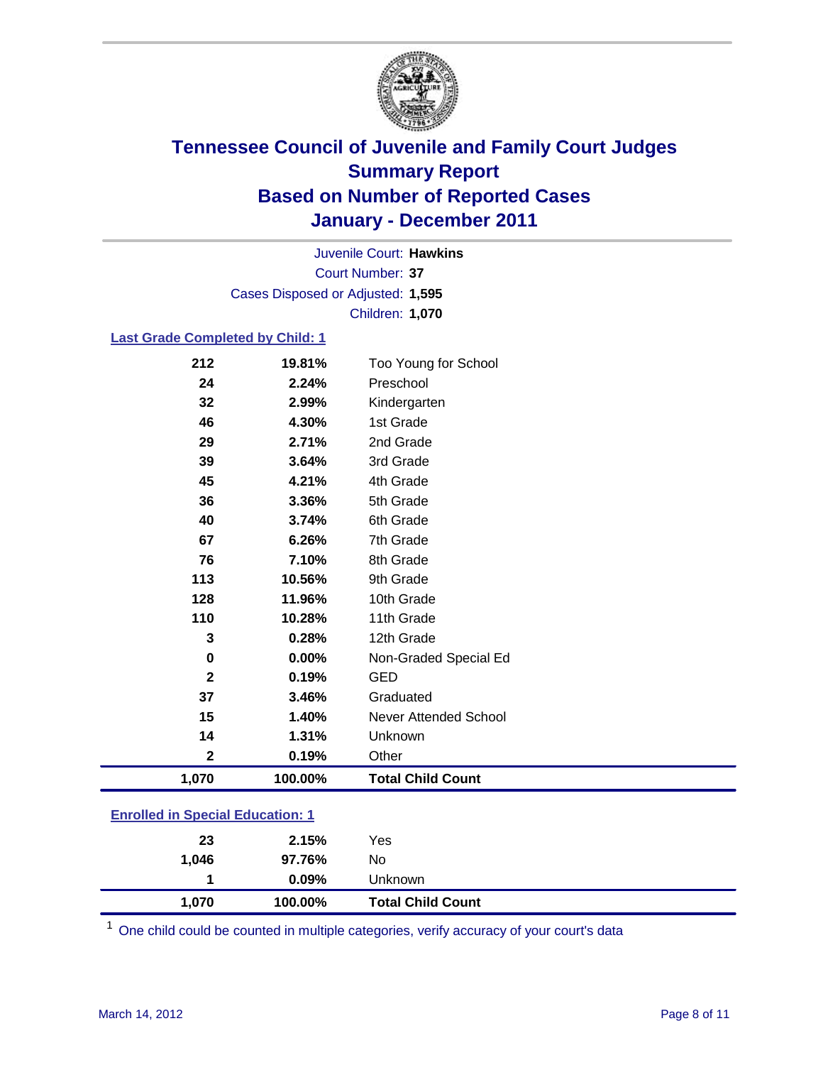# Tennessee Council of Juvenile and Family Court Judges
## Summary Report
## Based on Number of Reported Cases
## January - December 2011

Juvenile Court: **Hawkins**

Court Number: **37**

Cases Disposed or Adjusted: **1,595**

Children: **1,070**

### Last Grade Completed by Child: 1

| | | |
|---|---|---|
| 212 | 19.81% | Too Young for School |
| 24 | 2.24% | Preschool |
| 32 | 2.99% | Kindergarten |
| 46 | 4.30% | 1st Grade |
| 29 | 2.71% | 2nd Grade |
| 39 | 3.64% | 3rd Grade |
| 45 | 4.21% | 4th Grade |
| 36 | 3.36% | 5th Grade |
| 40 | 3.74% | 6th Grade |
| 67 | 6.26% | 7th Grade |
| 76 | 7.10% | 8th Grade |
| 113 | 10.56% | 9th Grade |
| 128 | 11.96% | 10th Grade |
| 110 | 10.28% | 11th Grade |
| 3 | 0.28% | 12th Grade |
| 0 | 0.00% | Non-Graded Special Ed |
| 2 | 0.19% | GED |
| 37 | 3.46% | Graduated |
| 15 | 1.40% | Never Attended School |
| 14 | 1.31% | Unknown |
| 2 | 0.19% | Other |
| **1,070** | **100.00%** | **Total Child Count** |

### Enrolled in Special Education: 1

| | | |
|---|---|---|
| 23 | 2.15% | Yes |
| 1,046 | 97.76% | No |
| 1 | 0.09% | Unknown |
| **1,070** | **100.00%** | **Total Child Count** |

[1] One child could be counted in multiple categories, verify accuracy of your court's data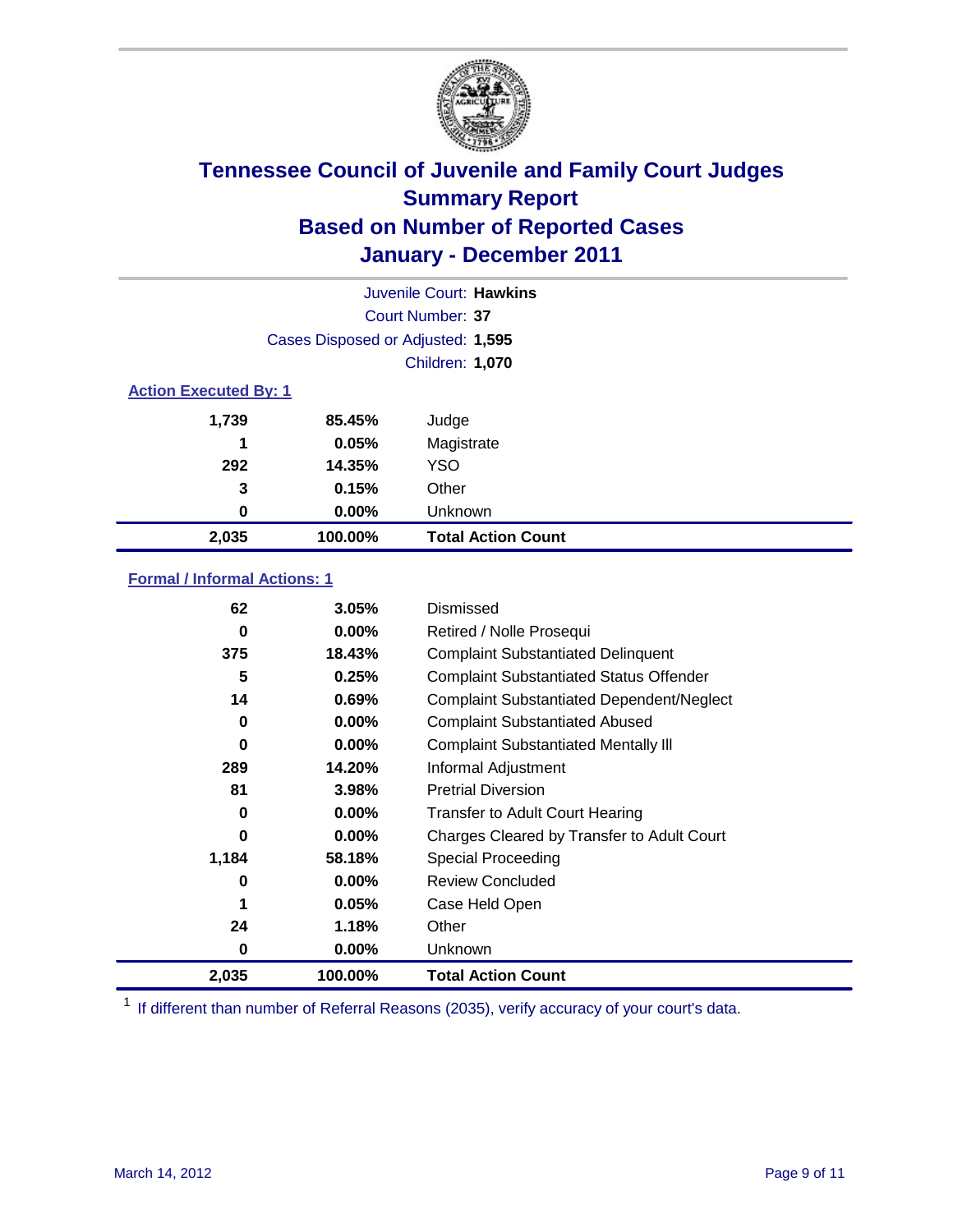# Tennessee Council of Juvenile and Family Court Judges
## Summary Report
## Based on Number of Reported Cases
## January - December 2011

Juvenile Court: **Hawkins**

Court Number: **37**

Cases Disposed or Adjusted: **1,595**

Children: **1,070**

### Action Executed By: 1

| | | |
|---|---|---|
| 1,739 | 85.45% | Judge |
| 1 | 0.05% | Magistrate |
| 292 | 14.35% | YSO |
| 3 | 0.15% | Other |
| 0 | 0.00% | Unknown |
| **2,035** | **100.00%** | **Total Action Count** |

### Formal / Informal Actions: 1

| | | |
|---|---|---|
| 62 | 3.05% | Dismissed |
| 0 | 0.00% | Retired / Nolle Prosequi |
| 375 | 18.43% | Complaint Substantiated Delinquent |
| 5 | 0.25% | Complaint Substantiated Status Offender |
| 14 | 0.69% | Complaint Substantiated Dependent/Neglect |
| 0 | 0.00% | Complaint Substantiated Abused |
| 0 | 0.00% | Complaint Substantiated Mentally Ill |
| 289 | 14.20% | Informal Adjustment |
| 81 | 3.98% | Pretrial Diversion |
| 0 | 0.00% | Transfer to Adult Court Hearing |
| 0 | 0.00% | Charges Cleared by Transfer to Adult Court |
| 1,184 | 58.18% | Special Proceeding |
| 0 | 0.00% | Review Concluded |
| 1 | 0.05% | Case Held Open |
| 24 | 1.18% | Other |
| 0 | 0.00% | Unknown |
| **2,035** | **100.00%** | **Total Action Count** |

[1] If different than number of Referral Reasons (2035), verify accuracy of your court's data.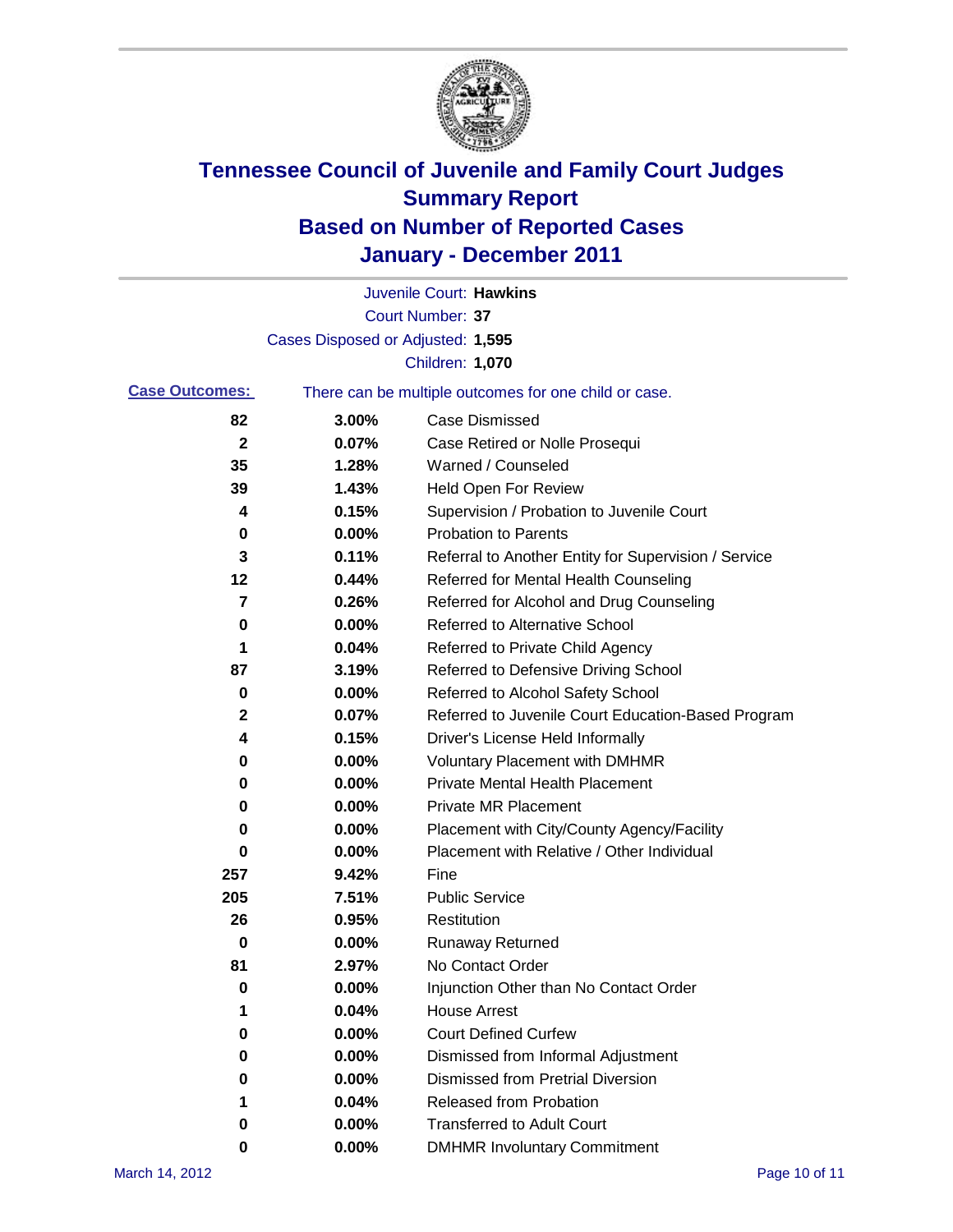# Tennessee Council of Juvenile and Family Court Judges
## Summary Report
## Based on Number of Reported Cases
## January - December 2011

Juvenile Court: **Hawkins**
Court Number: **37**
Cases Disposed or Adjusted: **1,595**
Children: **1,070**

**Case Outcomes:** There can be multiple outcomes for one child or case.

| Count | Percent | Outcome |
|---|---|---|
| 82 | 3.00% | Case Dismissed |
| 2 | 0.07% | Case Retired or Nolle Prosequi |
| 35 | 1.28% | Warned / Counseled |
| 39 | 1.43% | Held Open For Review |
| 4 | 0.15% | Supervision / Probation to Juvenile Court |
| 0 | 0.00% | Probation to Parents |
| 3 | 0.11% | Referral to Another Entity for Supervision / Service |
| 12 | 0.44% | Referred for Mental Health Counseling |
| 7 | 0.26% | Referred for Alcohol and Drug Counseling |
| 0 | 0.00% | Referred to Alternative School |
| 1 | 0.04% | Referred to Private Child Agency |
| 87 | 3.19% | Referred to Defensive Driving School |
| 0 | 0.00% | Referred to Alcohol Safety School |
| 2 | 0.07% | Referred to Juvenile Court Education-Based Program |
| 4 | 0.15% | Driver's License Held Informally |
| 0 | 0.00% | Voluntary Placement with DMHMR |
| 0 | 0.00% | Private Mental Health Placement |
| 0 | 0.00% | Private MR Placement |
| 0 | 0.00% | Placement with City/County Agency/Facility |
| 0 | 0.00% | Placement with Relative / Other Individual |
| 257 | 9.42% | Fine |
| 205 | 7.51% | Public Service |
| 26 | 0.95% | Restitution |
| 0 | 0.00% | Runaway Returned |
| 81 | 2.97% | No Contact Order |
| 0 | 0.00% | Injunction Other than No Contact Order |
| 1 | 0.04% | House Arrest |
| 0 | 0.00% | Court Defined Curfew |
| 0 | 0.00% | Dismissed from Informal Adjustment |
| 0 | 0.00% | Dismissed from Pretrial Diversion |
| 1 | 0.04% | Released from Probation |
| 0 | 0.00% | Transferred to Adult Court |
| 0 | 0.00% | DMHMR Involuntary Commitment |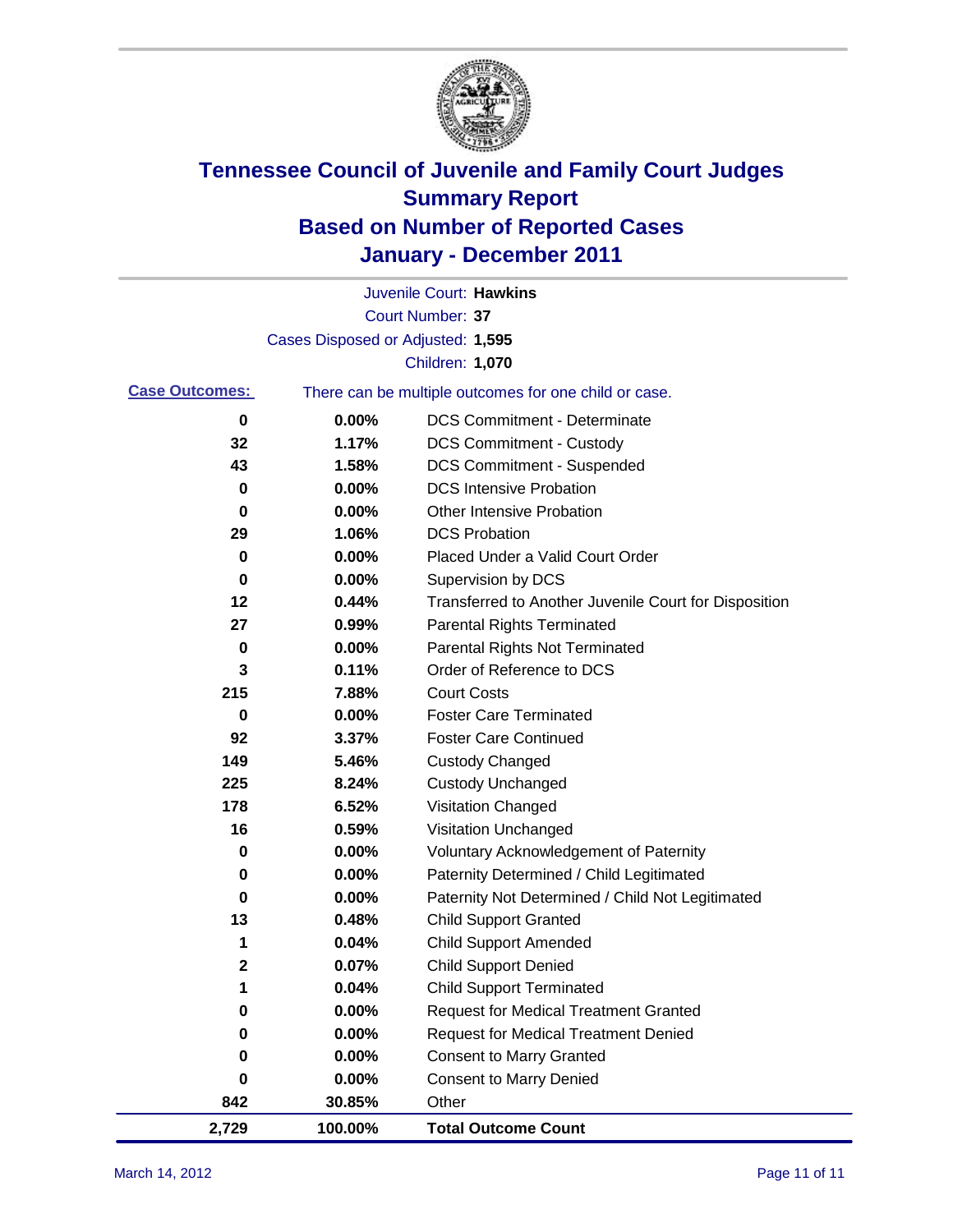# Tennessee Council of Juvenile and Family Court Judges
## Summary Report
## Based on Number of Reported Cases
## January - December 2011

Juvenile Court: **Hawkins**

Court Number: **37**

Cases Disposed or Adjusted: **1,595**

Children: **1,070**

**Case Outcomes:** There can be multiple outcomes for one child or case.

| | | |
|---|---|---|
| 0 | 0.00% | DCS Commitment - Determinate |
| 32 | 1.17% | DCS Commitment - Custody |
| 43 | 1.58% | DCS Commitment - Suspended |
| 0 | 0.00% | DCS Intensive Probation |
| 0 | 0.00% | Other Intensive Probation |
| 29 | 1.06% | DCS Probation |
| 0 | 0.00% | Placed Under a Valid Court Order |
| 0 | 0.00% | Supervision by DCS |
| 12 | 0.44% | Transferred to Another Juvenile Court for Disposition |
| 27 | 0.99% | Parental Rights Terminated |
| 0 | 0.00% | Parental Rights Not Terminated |
| 3 | 0.11% | Order of Reference to DCS |
| 215 | 7.88% | Court Costs |
| 0 | 0.00% | Foster Care Terminated |
| 92 | 3.37% | Foster Care Continued |
| 149 | 5.46% | Custody Changed |
| 225 | 8.24% | Custody Unchanged |
| 178 | 6.52% | Visitation Changed |
| 16 | 0.59% | Visitation Unchanged |
| 0 | 0.00% | Voluntary Acknowledgement of Paternity |
| 0 | 0.00% | Paternity Determined / Child Legitimated |
| 0 | 0.00% | Paternity Not Determined / Child Not Legitimated |
| 13 | 0.48% | Child Support Granted |
| 1 | 0.04% | Child Support Amended |
| 2 | 0.07% | Child Support Denied |
| 1 | 0.04% | Child Support Terminated |
| 0 | 0.00% | Request for Medical Treatment Granted |
| 0 | 0.00% | Request for Medical Treatment Denied |
| 0 | 0.00% | Consent to Marry Granted |
| 0 | 0.00% | Consent to Marry Denied |
| 842 | 30.85% | Other |
| **2,729** | **100.00%** | **Total Outcome Count** |

March 14, 2012